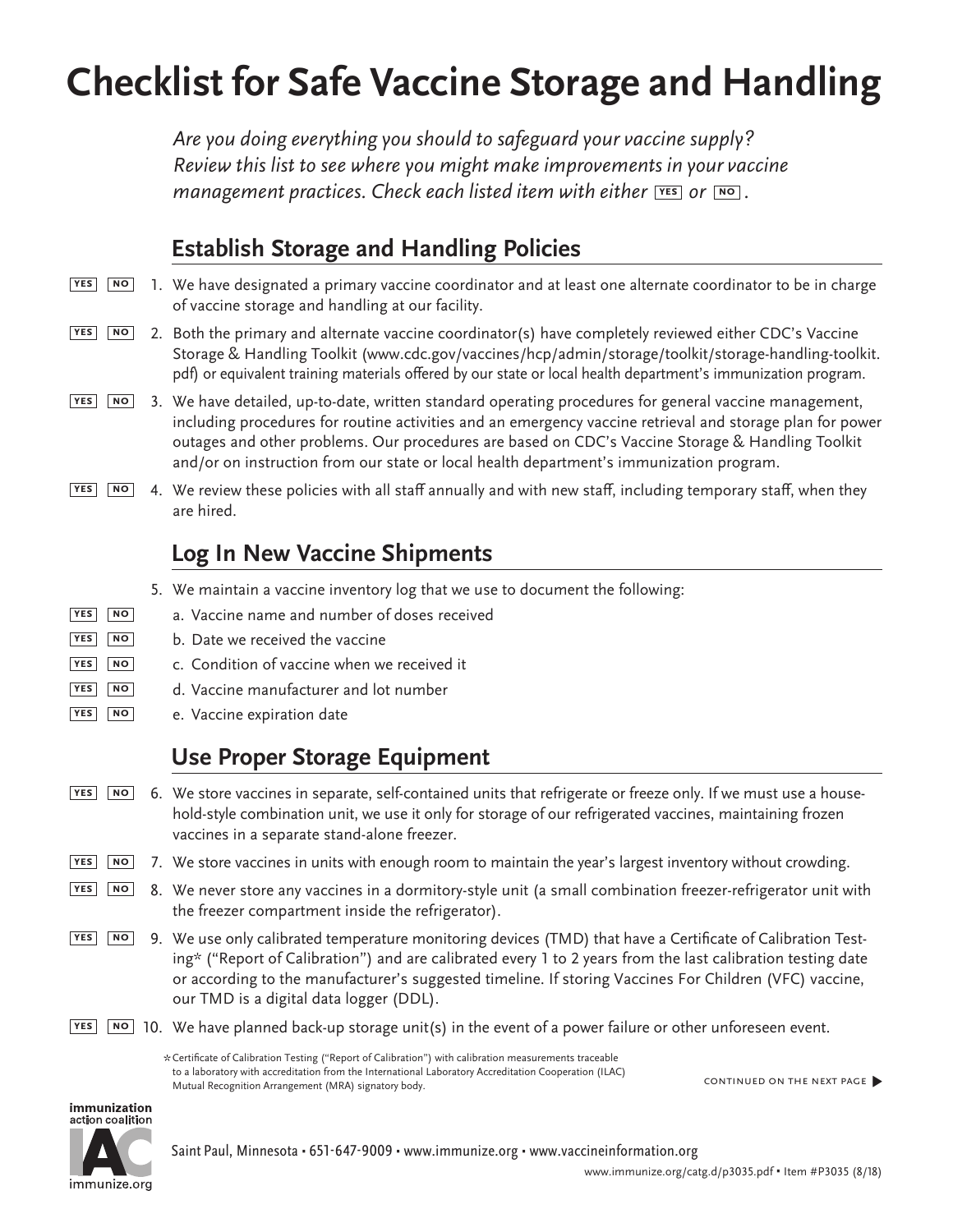# Checklist for Safe Vaccine Storage and Handling

*Are you doing everything you should to safeguard your vaccine supply? Review this list to see where you might make improvements in your vaccine management practices. Check each listed item with either YES or NO.*

## Establish Storage and Handling Policies

YES NO 1. We have designated a primary vaccine coordinator and at least one alternate coordinator to be in charge of vaccine storage and handling at our facility.

YES NO 2. Both the primary and alternate vaccine coordinator(s) have completely reviewed either CDC's Vaccine Storage & Handling Toolkit (www.cdc.gov/vaccines/hcp/admin/storage/toolkit/storage-handling-toolkit.pdf) or equivalent training materials offered by our state or local health department's immunization program.

YES NO 3. We have detailed, up-to-date, written standard operating procedures for general vaccine management, including procedures for routine activities and an emergency vaccine retrieval and storage plan for power outages and other problems. Our procedures are based on CDC's Vaccine Storage & Handling Toolkit and/or on instruction from our state or local health department's immunization program.

YES NO 4. We review these policies with all staff annually and with new staff, including temporary staff, when they are hired.

## Log In New Vaccine Shipments

5. We maintain a vaccine inventory log that we use to document the following:

YES NO a. Vaccine name and number of doses received

YES NO b. Date we received the vaccine

YES NO c. Condition of vaccine when we received it

YES NO d. Vaccine manufacturer and lot number

YES NO e. Vaccine expiration date

## Use Proper Storage Equipment

YES NO 6. We store vaccines in separate, self-contained units that refrigerate or freeze only. If we must use a household-style combination unit, we use it only for storage of our refrigerated vaccines, maintaining frozen vaccines in a separate stand-alone freezer.

YES NO 7. We store vaccines in units with enough room to maintain the year's largest inventory without crowding.

YES NO 8. We never store any vaccines in a dormitory-style unit (a small combination freezer-refrigerator unit with the freezer compartment inside the refrigerator).

YES NO 9. We use only calibrated temperature monitoring devices (TMD) that have a Certificate of Calibration Testing* ("Report of Calibration") and are calibrated every 1 to 2 years from the last calibration testing date or according to the manufacturer's suggested timeline. If storing Vaccines For Children (VFC) vaccine, our TMD is a digital data logger (DDL).

YES NO 10. We have planned back-up storage unit(s) in the event of a power failure or other unforeseen event.

\* Certificate of Calibration Testing ("Report of Calibration") with calibration measurements traceable to a laboratory with accreditation from the International Laboratory Accreditation Cooperation (ILAC) Mutual Recognition Arrangement (MRA) signatory body.

CONTINUED ON THE NEXT PAGE ▶

immunization action coalition

Saint Paul, Minnesota • 651-647-9009 • www.immunize.org • www.vaccineinformation.org

www.immunize.org/catg.d/p3035.pdf • Item #P3035 (8/18)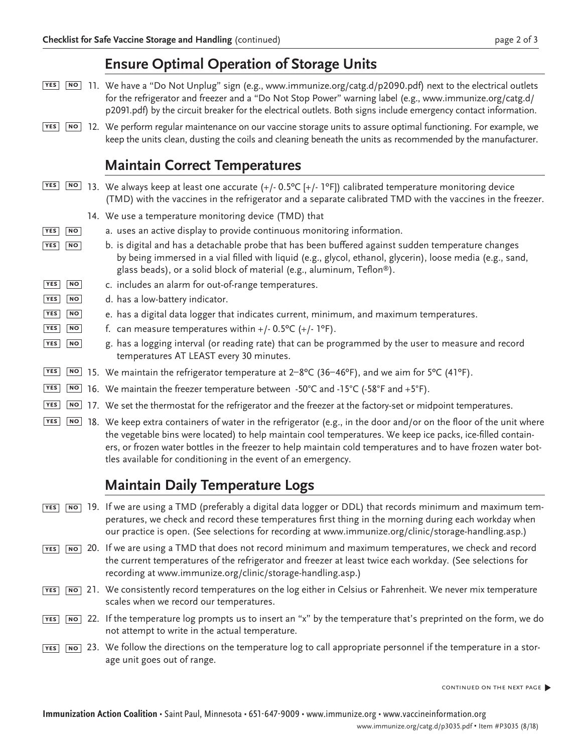## Ensure Optimal Operation of Storage Units

YES NO 11. We have a "Do Not Unplug" sign (e.g., www.immunize.org/catg.d/p2090.pdf) next to the electrical outlets for the refrigerator and freezer and a "Do Not Stop Power" warning label (e.g., www.immunize.org/catg.d/p2091.pdf) by the circuit breaker for the electrical outlets. Both signs include emergency contact information.

YES NO 12. We perform regular maintenance on our vaccine storage units to assure optimal functioning. For example, we keep the units clean, dusting the coils and cleaning beneath the units as recommended by the manufacturer.

## Maintain Correct Temperatures

YES NO 13. We always keep at least one accurate (+/- 0.5°C [+/- 1°F]) calibrated temperature monitoring device (TMD) with the vaccines in the refrigerator and a separate calibrated TMD with the vaccines in the freezer.

14. We use a temperature monitoring device (TMD) that

YES NO a. uses an active display to provide continuous monitoring information.

YES NO b. is digital and has a detachable probe that has been buffered against sudden temperature changes by being immersed in a vial filled with liquid (e.g., glycol, ethanol, glycerin), loose media (e.g., sand, glass beads), or a solid block of material (e.g., aluminum, Teflon®).

YES NO c. includes an alarm for out-of-range temperatures.

YES NO d. has a low-battery indicator.

YES NO e. has a digital data logger that indicates current, minimum, and maximum temperatures.

YES NO f. can measure temperatures within +/- 0.5°C (+/- 1°F).

YES NO g. has a logging interval (or reading rate) that can be programmed by the user to measure and record temperatures AT LEAST every 30 minutes.

YES NO 15. We maintain the refrigerator temperature at 2–8°C (36–46°F), and we aim for 5°C (41°F).

YES NO 16. We maintain the freezer temperature between -50°C and -15°C (-58°F and +5°F).

YES NO 17. We set the thermostat for the refrigerator and the freezer at the factory-set or midpoint temperatures.

YES NO 18. We keep extra containers of water in the refrigerator (e.g., in the door and/or on the floor of the unit where the vegetable bins were located) to help maintain cool temperatures. We keep ice packs, ice-filled containers, or frozen water bottles in the freezer to help maintain cold temperatures and to have frozen water bottles available for conditioning in the event of an emergency.

## Maintain Daily Temperature Logs

YES NO 19. If we are using a TMD (preferably a digital data logger or DDL) that records minimum and maximum temperatures, we check and record these temperatures first thing in the morning during each workday when our practice is open. (See selections for recording at www.immunize.org/clinic/storage-handling.asp.)

YES NO 20. If we are using a TMD that does not record minimum and maximum temperatures, we check and record the current temperatures of the refrigerator and freezer at least twice each workday. (See selections for recording at www.immunize.org/clinic/storage-handling.asp.)

YES NO 21. We consistently record temperatures on the log either in Celsius or Fahrenheit. We never mix temperature scales when we record our temperatures.

YES NO 22. If the temperature log prompts us to insert an "x" by the temperature that's preprinted on the form, we do not attempt to write in the actual temperature.

YES NO 23. We follow the directions on the temperature log to call appropriate personnel if the temperature in a storage unit goes out of range.

CONTINUED ON THE NEXT PAGE ▶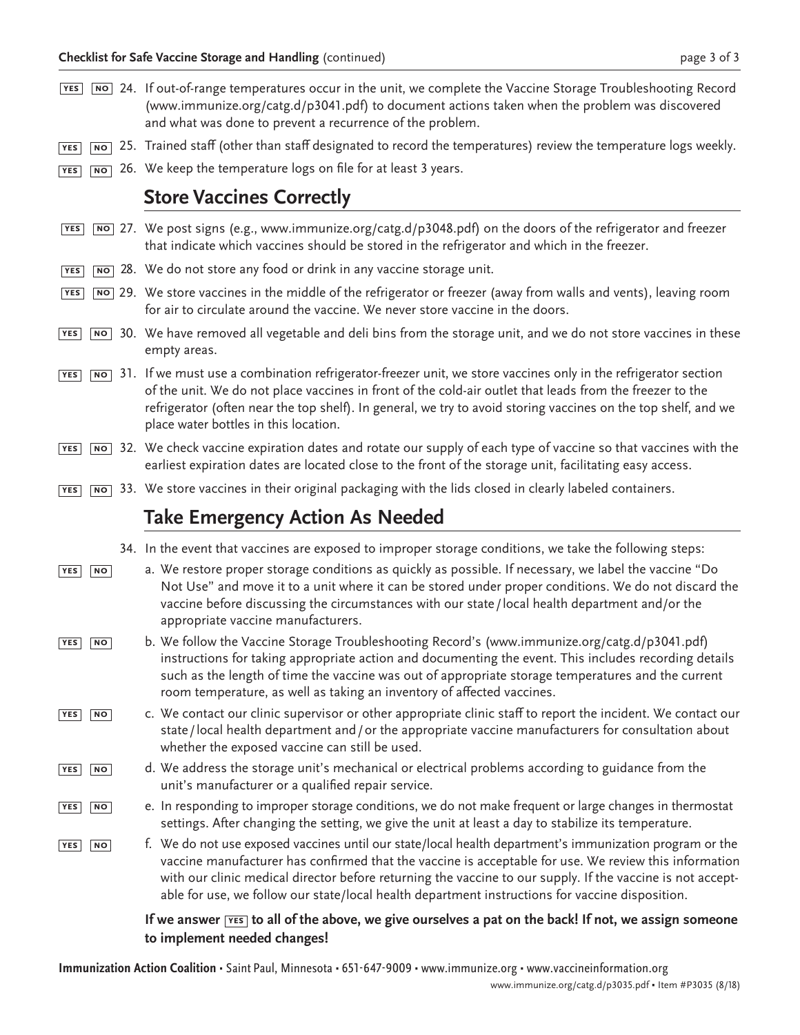YES NO 24. If out-of-range temperatures occur in the unit, we complete the Vaccine Storage Troubleshooting Record (www.immunize.org/catg.d/p3041.pdf) to document actions taken when the problem was discovered and what was done to prevent a recurrence of the problem.

YES NO 25. Trained staff (other than staff designated to record the temperatures) review the temperature logs weekly.

YES NO 26. We keep the temperature logs on file for at least 3 years.

## Store Vaccines Correctly

YES NO 27. We post signs (e.g., www.immunize.org/catg.d/p3048.pdf) on the doors of the refrigerator and freezer that indicate which vaccines should be stored in the refrigerator and which in the freezer.

YES NO 28. We do not store any food or drink in any vaccine storage unit.

YES NO 29. We store vaccines in the middle of the refrigerator or freezer (away from walls and vents), leaving room for air to circulate around the vaccine. We never store vaccine in the doors.

YES NO 30. We have removed all vegetable and deli bins from the storage unit, and we do not store vaccines in these empty areas.

YES NO 31. If we must use a combination refrigerator-freezer unit, we store vaccines only in the refrigerator section of the unit. We do not place vaccines in front of the cold-air outlet that leads from the freezer to the refrigerator (often near the top shelf). In general, we try to avoid storing vaccines on the top shelf, and we place water bottles in this location.

YES NO 32. We check vaccine expiration dates and rotate our supply of each type of vaccine so that vaccines with the earliest expiration dates are located close to the front of the storage unit, facilitating easy access.

YES NO 33. We store vaccines in their original packaging with the lids closed in clearly labeled containers.

## Take Emergency Action As Needed

34. In the event that vaccines are exposed to improper storage conditions, we take the following steps:

YES NO a. We restore proper storage conditions as quickly as possible. If necessary, we label the vaccine "Do Not Use" and move it to a unit where it can be stored under proper conditions. We do not discard the vaccine before discussing the circumstances with our state / local health department and/or the appropriate vaccine manufacturers.

YES NO b. We follow the Vaccine Storage Troubleshooting Record's (www.immunize.org/catg.d/p3041.pdf) instructions for taking appropriate action and documenting the event. This includes recording details such as the length of time the vaccine was out of appropriate storage temperatures and the current room temperature, as well as taking an inventory of affected vaccines.

YES NO c. We contact our clinic supervisor or other appropriate clinic staff to report the incident. We contact our state / local health department and / or the appropriate vaccine manufacturers for consultation about whether the exposed vaccine can still be used.

YES NO d. We address the storage unit's mechanical or electrical problems according to guidance from the unit's manufacturer or a qualified repair service.

YES NO e. In responding to improper storage conditions, we do not make frequent or large changes in thermostat settings. After changing the setting, we give the unit at least a day to stabilize its temperature.

YES NO f. We do not use exposed vaccines until our state/local health department's immunization program or the vaccine manufacturer has confirmed that the vaccine is acceptable for use. We review this information with our clinic medical director before returning the vaccine to our supply. If the vaccine is not acceptable for use, we follow our state/local health department instructions for vaccine disposition.

**If we answer YES to all of the above, we give ourselves a pat on the back! If not, we assign someone to implement needed changes!**

**Immunization Action Coalition** • Saint Paul, Minnesota • 651-647-9009 • www.immunize.org • www.vaccineinformation.org

www.immunize.org/catg.d/p3035.pdf • Item #P3035 (8/18)